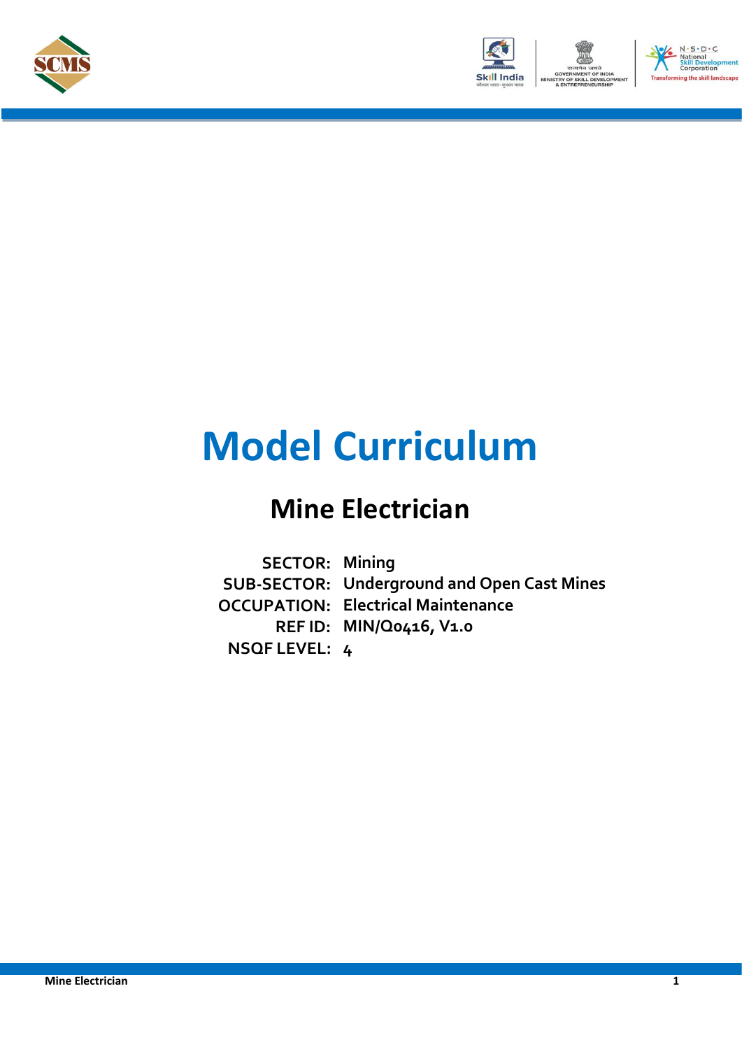# Model Curriculum

## Mine Electrician

**SECTOR:** Mining
**SUB-SECTOR:** Underground and Open Cast Mines
**OCCUPATION:** Electrical Maintenance
**REF ID:** MIN/Q0416, V1.0
**NSQF LEVEL:** 4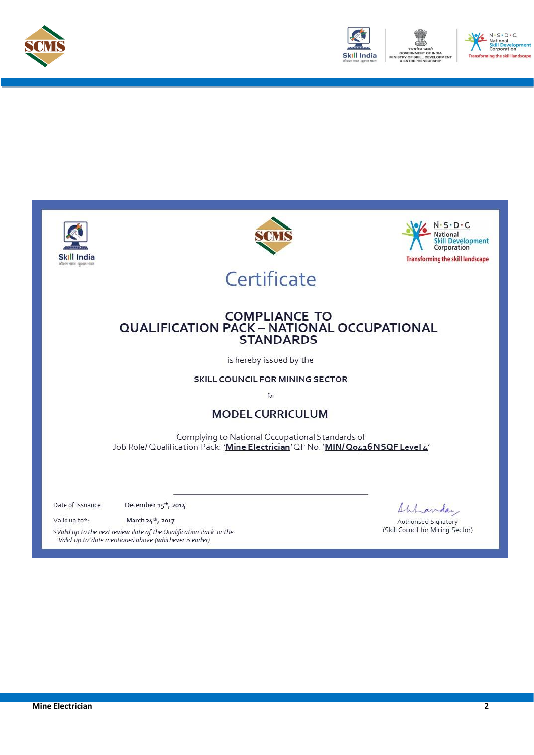# Certificate

## COMPLIANCE TO QUALIFICATION PACK – NATIONAL OCCUPATIONAL STANDARDS

is hereby issued by the

**SKILL COUNCIL FOR MINING SECTOR**

for

## MODEL CURRICULUM

Complying to National Occupational Standards of
Job Role/ Qualification Pack: '**Mine Electrician**' QP No. '**MIN/ Q0416 NSQF Level 4**'

Date of Issuance: **December 15th, 2014**

Valid up to*: **March 24th, 2017**

*Valid up to the next review date of the Qualification Pack or the 'Valid up to' date mentioned above (whichever is earlier)*

Authorised Signatory
(Skill Council for Mining Sector)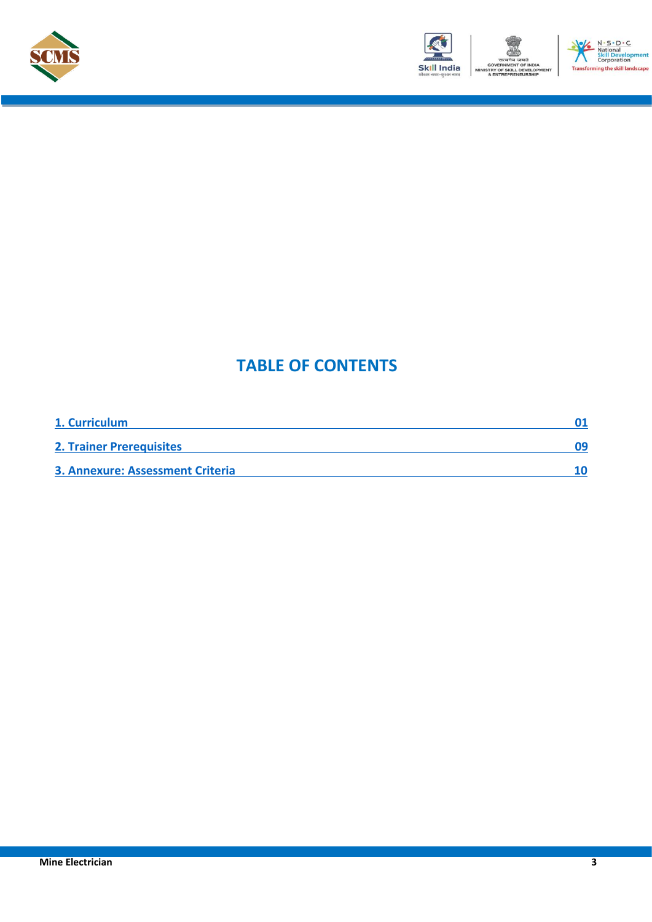# TABLE OF CONTENTS

| | |
|---|---|
| 1. Curriculum | 01 |
| 2. Trainer Prerequisites | 09 |
| 3. Annexure: Assessment Criteria | 10 |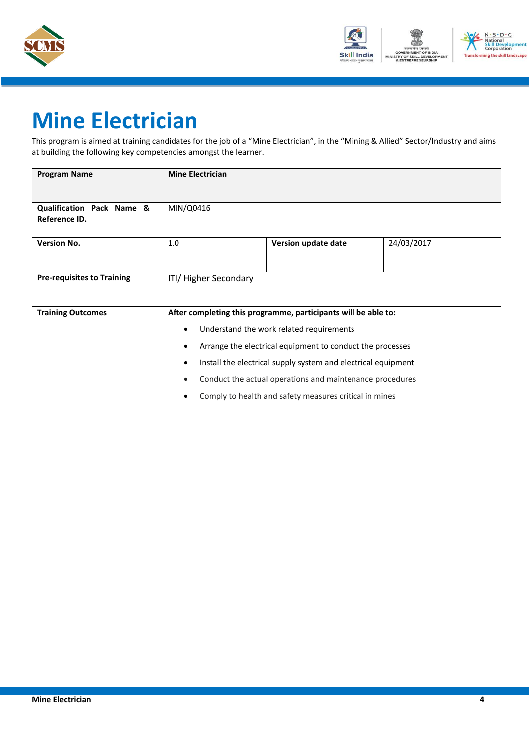# Mine Electrician

This program is aimed at training candidates for the job of a "Mine Electrician", in the "Mining & Allied" Sector/Industry and aims at building the following key competencies amongst the learner.

| **Program Name** | **Mine Electrician** | | |
|---|---|---|---|
| **Qualification Pack Name & Reference ID.** | MIN/Q0416 | | |
| **Version No.** | 1.0 | **Version update date** | 24/03/2017 |
| **Pre-requisites to Training** | ITI/ Higher Secondary | | |
| **Training Outcomes** | **After completing this programme, participants will be able to:**<br>• Understand the work related requirements<br>• Arrange the electrical equipment to conduct the processes<br>• Install the electrical supply system and electrical equipment<br>• Conduct the actual operations and maintenance procedures<br>• Comply to health and safety measures critical in mines | | |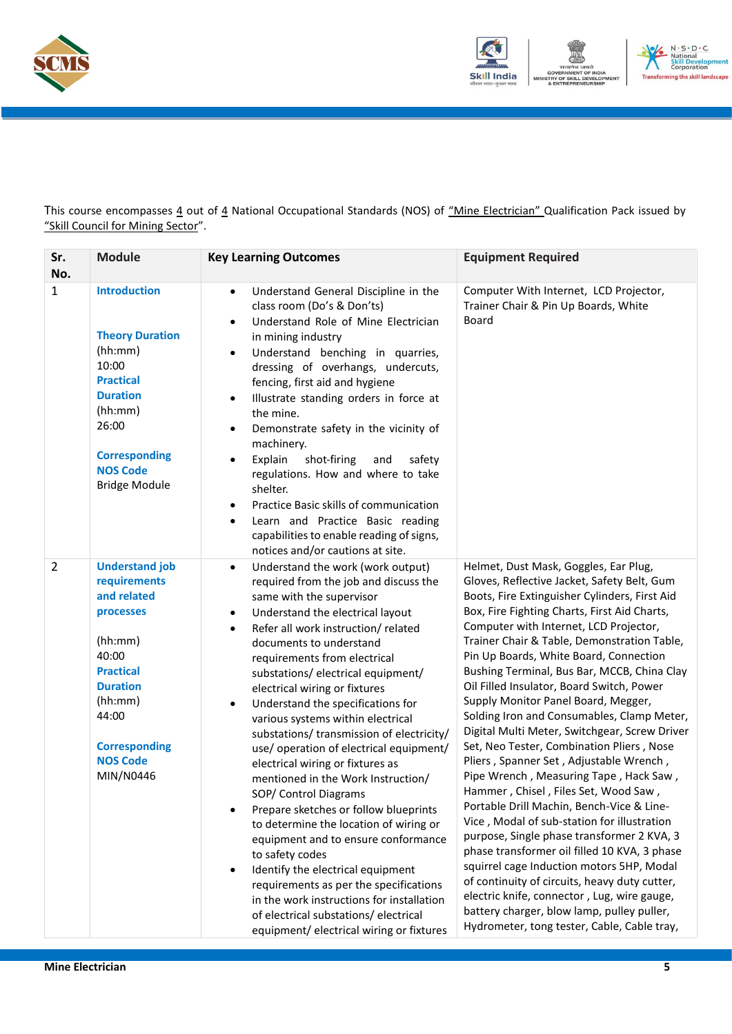This course encompasses 4 out of 4 National Occupational Standards (NOS) of "Mine Electrician" Qualification Pack issued by "Skill Council for Mining Sector".

| Sr. No. | Module | Key Learning Outcomes | Equipment Required |
|---|---|---|---|
| 1 | **Introduction**<br><br>**Theory Duration** (hh:mm)<br>10:00<br>**Practical Duration** (hh:mm)<br>26:00<br><br>**Corresponding NOS Code**<br>Bridge Module | • Understand General Discipline in the class room (Do's & Don'ts)<br>• Understand Role of Mine Electrician in mining industry<br>• Understand benching in quarries, dressing of overhangs, undercuts, fencing, first aid and hygiene<br>• Illustrate standing orders in force at the mine.<br>• Demonstrate safety in the vicinity of machinery.<br>• Explain shot-firing and safety regulations. How and where to take shelter.<br>• Practice Basic skills of communication<br>• Learn and Practice Basic reading capabilities to enable reading of signs, notices and/or cautions at site. | Computer With Internet, LCD Projector, Trainer Chair & Pin Up Boards, White Board |
| 2 | **Understand job requirements and related processes**<br><br>(hh:mm)<br>40:00<br>**Practical Duration** (hh:mm)<br>44:00<br><br>**Corresponding NOS Code**<br>MIN/N0446 | • Understand the work (work output) required from the job and discuss the same with the supervisor<br>• Understand the electrical layout<br>• Refer all work instruction/ related documents to understand requirements from electrical substations/ electrical equipment/ electrical wiring or fixtures<br>• Understand the specifications for various systems within electrical substations/ transmission of electricity/ use/ operation of electrical equipment/ electrical wiring or fixtures as mentioned in the Work Instruction/ SOP/ Control Diagrams<br>• Prepare sketches or follow blueprints to determine the location of wiring or equipment and to ensure conformance to safety codes<br>• Identify the electrical equipment requirements as per the specifications in the work instructions for installation of electrical substations/ electrical equipment/ electrical wiring or fixtures | Helmet, Dust Mask, Goggles, Ear Plug, Gloves, Reflective Jacket, Safety Belt, Gum Boots, Fire Extinguisher Cylinders, First Aid Box, Fire Fighting Charts, First Aid Charts, Computer with Internet, LCD Projector, Trainer Chair & Table, Demonstration Table, Pin Up Boards, White Board, Connection Bushing Terminal, Bus Bar, MCCB, China Clay Oil Filled Insulator, Board Switch, Power Supply Monitor Panel Board, Megger, Solding Iron and Consumables, Clamp Meter, Digital Multi Meter, Switchgear, Screw Driver Set, Neo Tester, Combination Pliers , Nose Pliers , Spanner Set , Adjustable Wrench , Pipe Wrench , Measuring Tape , Hack Saw , Hammer , Chisel , Files Set, Wood Saw , Portable Drill Machin, Bench-Vice & Line-Vice , Modal of sub-station for illustration purpose, Single phase transformer 2 KVA, 3 phase transformer oil filled 10 KVA, 3 phase squirrel cage Induction motors 5HP, Modal of continuity of circuits, heavy duty cutter, electric knife, connector , Lug, wire gauge, battery charger, blow lamp, pulley puller, Hydrometer, tong tester, Cable, Cable tray, |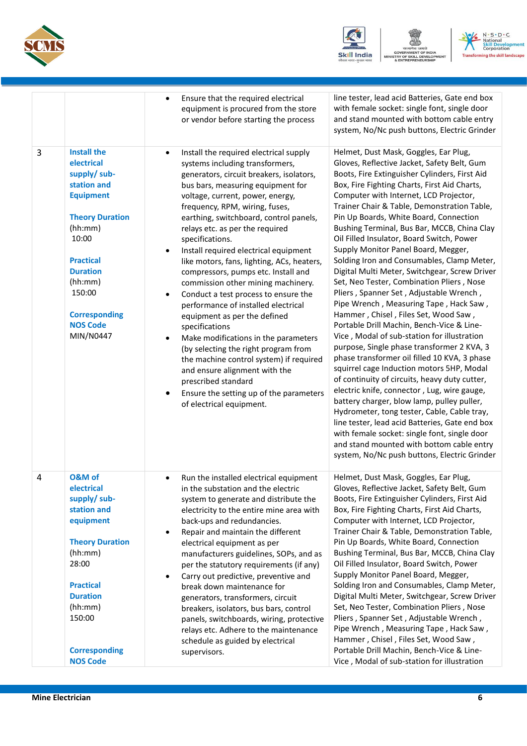| | | | |
|---|---|---|---|
| | | • Ensure that the required electrical equipment is procured from the store or vendor before starting the process | line tester, lead acid Batteries, Gate end box with female socket: single font, single door and stand mounted with bottom cable entry system, No/Nc push buttons, Electric Grinder |
| 3 | **Install the electrical supply/ sub-station and Equipment**<br><br>**Theory Duration** (hh:mm)<br>10:00<br><br>**Practical Duration** (hh:mm)<br>150:00<br><br>**Corresponding NOS Code**<br>MIN/N0447 | • Install the required electrical supply systems including transformers, generators, circuit breakers, isolators, bus bars, measuring equipment for voltage, current, power, energy, frequency, RPM, wiring, fuses, earthing, switchboard, control panels, relays etc. as per the required specifications.<br>• Install required electrical equipment like motors, fans, lighting, ACs, heaters, compressors, pumps etc. Install and commission other mining machinery.<br>• Conduct a test process to ensure the performance of installed electrical equipment as per the defined specifications<br>• Make modifications in the parameters (by selecting the right program from the machine control system) if required and ensure alignment with the prescribed standard<br>• Ensure the setting up of the parameters of electrical equipment. | Helmet, Dust Mask, Goggles, Ear Plug, Gloves, Reflective Jacket, Safety Belt, Gum Boots, Fire Extinguisher Cylinders, First Aid Box, Fire Fighting Charts, First Aid Charts, Computer with Internet, LCD Projector, Trainer Chair & Table, Demonstration Table, Pin Up Boards, White Board, Connection Bushing Terminal, Bus Bar, MCCB, China Clay Oil Filled Insulator, Board Switch, Power Supply Monitor Panel Board, Megger, Solding Iron and Consumables, Clamp Meter, Digital Multi Meter, Switchgear, Screw Driver Set, Neo Tester, Combination Pliers , Nose Pliers , Spanner Set , Adjustable Wrench , Pipe Wrench , Measuring Tape , Hack Saw , Hammer , Chisel , Files Set, Wood Saw , Portable Drill Machin, Bench-Vice & Line-Vice , Modal of sub-station for illustration purpose, Single phase transformer 2 KVA, 3 phase transformer oil filled 10 KVA, 3 phase squirrel cage Induction motors 5HP, Modal of continuity of circuits, heavy duty cutter, electric knife, connector , Lug, wire gauge, battery charger, blow lamp, pulley puller, Hydrometer, tong tester, Cable, Cable tray, line tester, lead acid Batteries, Gate end box with female socket: single font, single door and stand mounted with bottom cable entry system, No/Nc push buttons, Electric Grinder |
| 4 | **O&M of electrical supply/ sub-station and equipment**<br><br>**Theory Duration** (hh:mm)<br>28:00<br><br>**Practical Duration** (hh:mm)<br>150:00<br><br>**Corresponding NOS Code** | • Run the installed electrical equipment in the substation and the electric system to generate and distribute the electricity to the entire mine area with back-ups and redundancies.<br>• Repair and maintain the different electrical equipment as per manufacturers guidelines, SOPs, and as per the statutory requirements (if any)<br>• Carry out predictive, preventive and break down maintenance for generators, transformers, circuit breakers, isolators, bus bars, control panels, switchboards, wiring, protective relays etc. Adhere to the maintenance schedule as guided by electrical supervisors. | Helmet, Dust Mask, Goggles, Ear Plug, Gloves, Reflective Jacket, Safety Belt, Gum Boots, Fire Extinguisher Cylinders, First Aid Box, Fire Fighting Charts, First Aid Charts, Computer with Internet, LCD Projector, Trainer Chair & Table, Demonstration Table, Pin Up Boards, White Board, Connection Bushing Terminal, Bus Bar, MCCB, China Clay Oil Filled Insulator, Board Switch, Power Supply Monitor Panel Board, Megger, Solding Iron and Consumables, Clamp Meter, Digital Multi Meter, Switchgear, Screw Driver Set, Neo Tester, Combination Pliers , Nose Pliers , Spanner Set , Adjustable Wrench , Pipe Wrench , Measuring Tape , Hack Saw , Hammer , Chisel , Files Set, Wood Saw , Portable Drill Machin, Bench-Vice & Line-Vice , Modal of sub-station for illustration |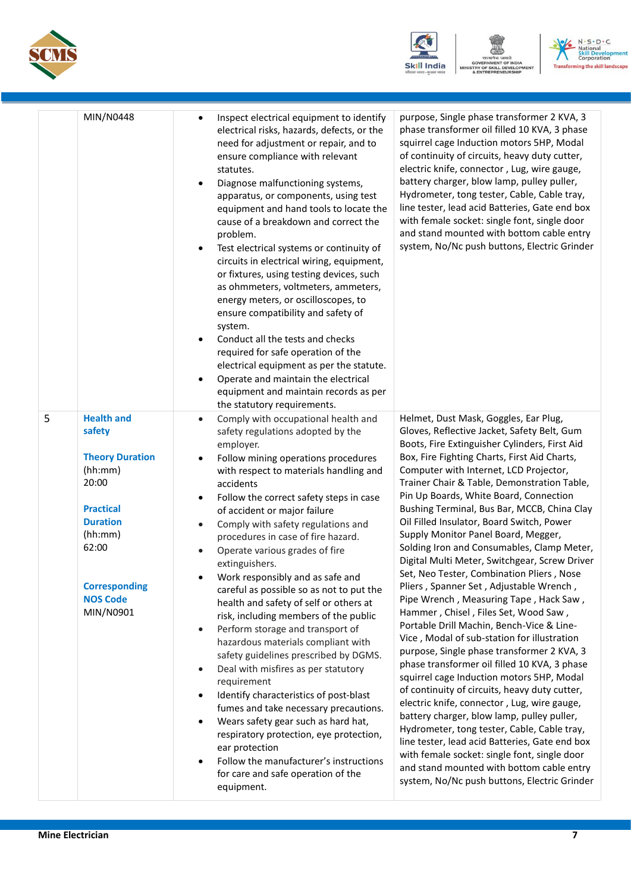| | | | |
|---|---|---|---|
| | MIN/N0448 | • Inspect electrical equipment to identify electrical risks, hazards, defects, or the need for adjustment or repair, and to ensure compliance with relevant statutes.<br>• Diagnose malfunctioning systems, apparatus, or components, using test equipment and hand tools to locate the cause of a breakdown and correct the problem.<br>• Test electrical systems or continuity of circuits in electrical wiring, equipment, or fixtures, using testing devices, such as ohmmeters, voltmeters, ammeters, energy meters, or oscilloscopes, to ensure compatibility and safety of system.<br>• Conduct all the tests and checks required for safe operation of the electrical equipment as per the statute.<br>• Operate and maintain the electrical equipment and maintain records as per the statutory requirements. | purpose, Single phase transformer 2 KVA, 3 phase transformer oil filled 10 KVA, 3 phase squirrel cage Induction motors 5HP, Modal of continuity of circuits, heavy duty cutter, electric knife, connector , Lug, wire gauge, battery charger, blow lamp, pulley puller, Hydrometer, tong tester, Cable, Cable tray, line tester, lead acid Batteries, Gate end box with female socket: single font, single door and stand mounted with bottom cable entry system, No/Nc push buttons, Electric Grinder |
| 5 | **Health and safety**<br><br>**Theory Duration** (hh:mm)<br>20:00<br><br>**Practical Duration** (hh:mm)<br>62:00<br><br>**Corresponding NOS Code**<br>MIN/N0901 | • Comply with occupational health and safety regulations adopted by the employer.<br>• Follow mining operations procedures with respect to materials handling and accidents<br>• Follow the correct safety steps in case of accident or major failure<br>• Comply with safety regulations and procedures in case of fire hazard.<br>• Operate various grades of fire extinguishers.<br>• Work responsibly and as safe and careful as possible so as not to put the health and safety of self or others at risk, including members of the public<br>• Perform storage and transport of hazardous materials compliant with safety guidelines prescribed by DGMS.<br>• Deal with misfires as per statutory requirement<br>• Identify characteristics of post-blast fumes and take necessary precautions.<br>• Wears safety gear such as hard hat, respiratory protection, eye protection, ear protection<br>• Follow the manufacturer's instructions for care and safe operation of the equipment. | Helmet, Dust Mask, Goggles, Ear Plug, Gloves, Reflective Jacket, Safety Belt, Gum Boots, Fire Extinguisher Cylinders, First Aid Box, Fire Fighting Charts, First Aid Charts, Computer with Internet, LCD Projector, Trainer Chair & Table, Demonstration Table, Pin Up Boards, White Board, Connection Bushing Terminal, Bus Bar, MCCB, China Clay Oil Filled Insulator, Board Switch, Power Supply Monitor Panel Board, Megger, Solding Iron and Consumables, Clamp Meter, Digital Multi Meter, Switchgear, Screw Driver Set, Neo Tester, Combination Pliers , Nose Pliers , Spanner Set , Adjustable Wrench , Pipe Wrench , Measuring Tape , Hack Saw , Hammer , Chisel , Files Set, Wood Saw , Portable Drill Machin, Bench-Vice & Line-Vice , Modal of sub-station for illustration purpose, Single phase transformer 2 KVA, 3 phase transformer oil filled 10 KVA, 3 phase squirrel cage Induction motors 5HP, Modal of continuity of circuits, heavy duty cutter, electric knife, connector , Lug, wire gauge, battery charger, blow lamp, pulley puller, Hydrometer, tong tester, Cable, Cable tray, line tester, lead acid Batteries, Gate end box with female socket: single font, single door and stand mounted with bottom cable entry system, No/Nc push buttons, Electric Grinder |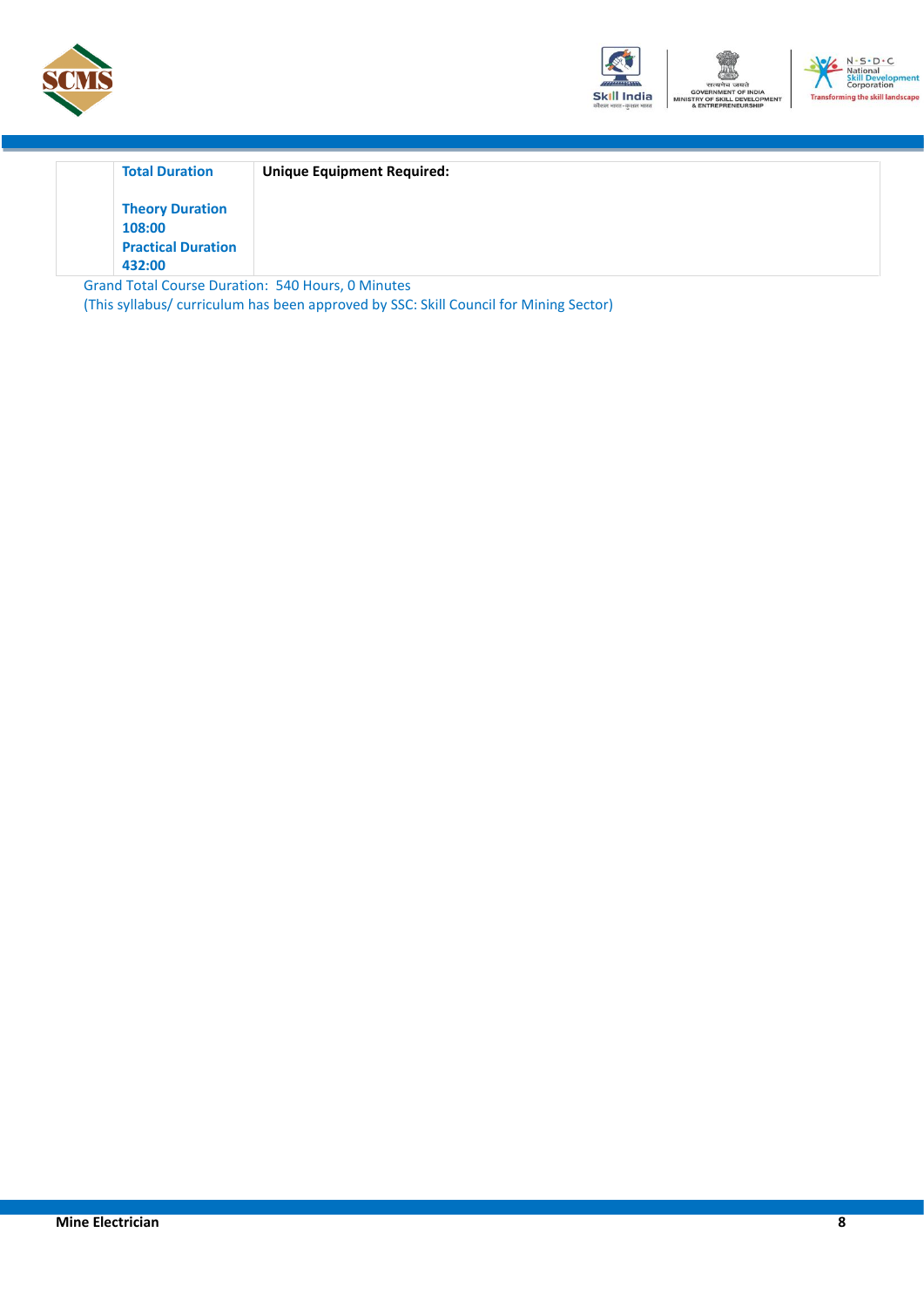|  | **Total Duration**<br><br>**Theory Duration**<br>**108:00**<br>**Practical Duration**<br>**432:00** | **Unique Equipment Required:** |
|---|---|---|

Grand Total Course Duration: 540 Hours, 0 Minutes

(This syllabus/ curriculum has been approved by SSC: Skill Council for Mining Sector)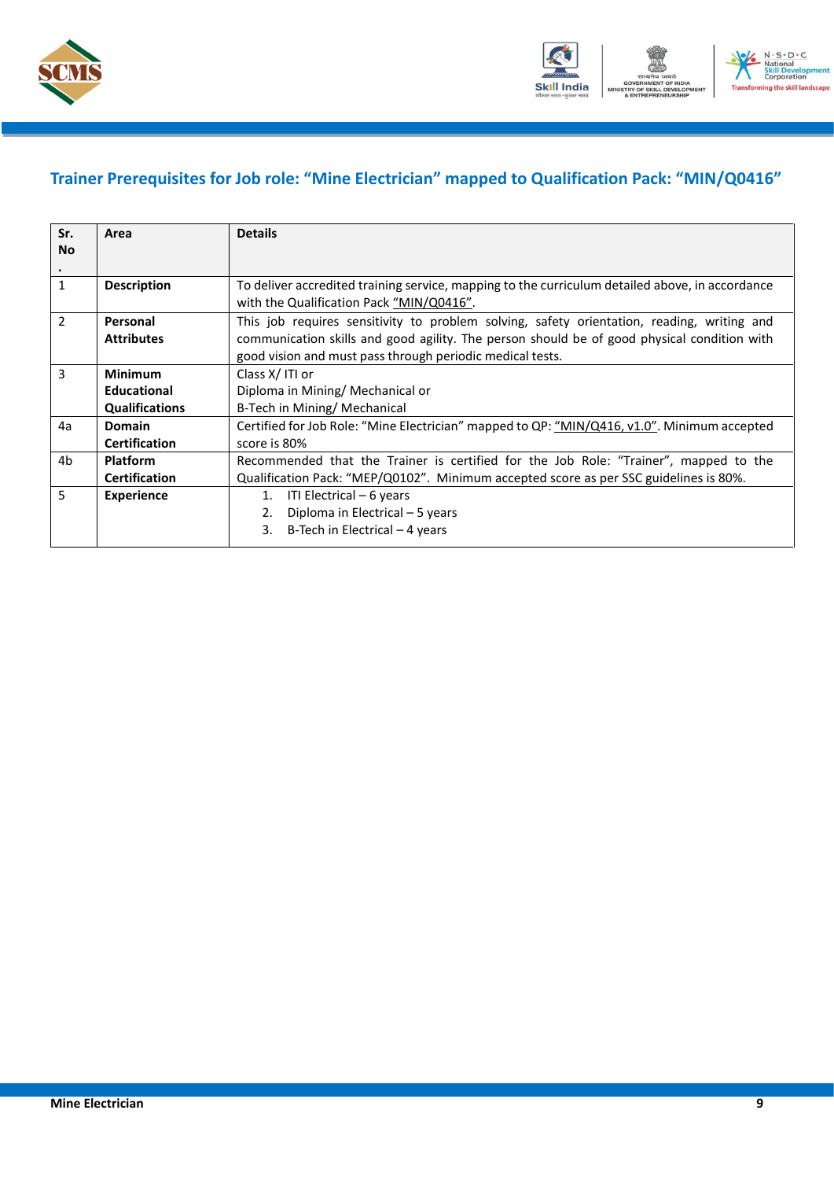## Trainer Prerequisites for Job role: "Mine Electrician" mapped to Qualification Pack: "MIN/Q0416"

| Sr. No. | Area | Details |
|---|---|---|
| 1 | **Description** | To deliver accredited training service, mapping to the curriculum detailed above, in accordance with the Qualification Pack "MIN/Q0416". |
| 2 | **Personal Attributes** | This job requires sensitivity to problem solving, safety orientation, reading, writing and communication skills and good agility. The person should be of good physical condition with good vision and must pass through periodic medical tests. |
| 3 | **Minimum Educational Qualifications** | Class X/ ITI or<br>Diploma in Mining/ Mechanical or<br>B-Tech in Mining/ Mechanical |
| 4a | **Domain Certification** | Certified for Job Role: "Mine Electrician" mapped to QP: "MIN/Q416, v1.0". Minimum accepted score is 80% |
| 4b | **Platform Certification** | Recommended that the Trainer is certified for the Job Role: "Trainer", mapped to the Qualification Pack: "MEP/Q0102". Minimum accepted score as per SSC guidelines is 80%. |
| 5 | **Experience** | 1. ITI Electrical – 6 years<br>2. Diploma in Electrical – 5 years<br>3. B-Tech in Electrical – 4 years |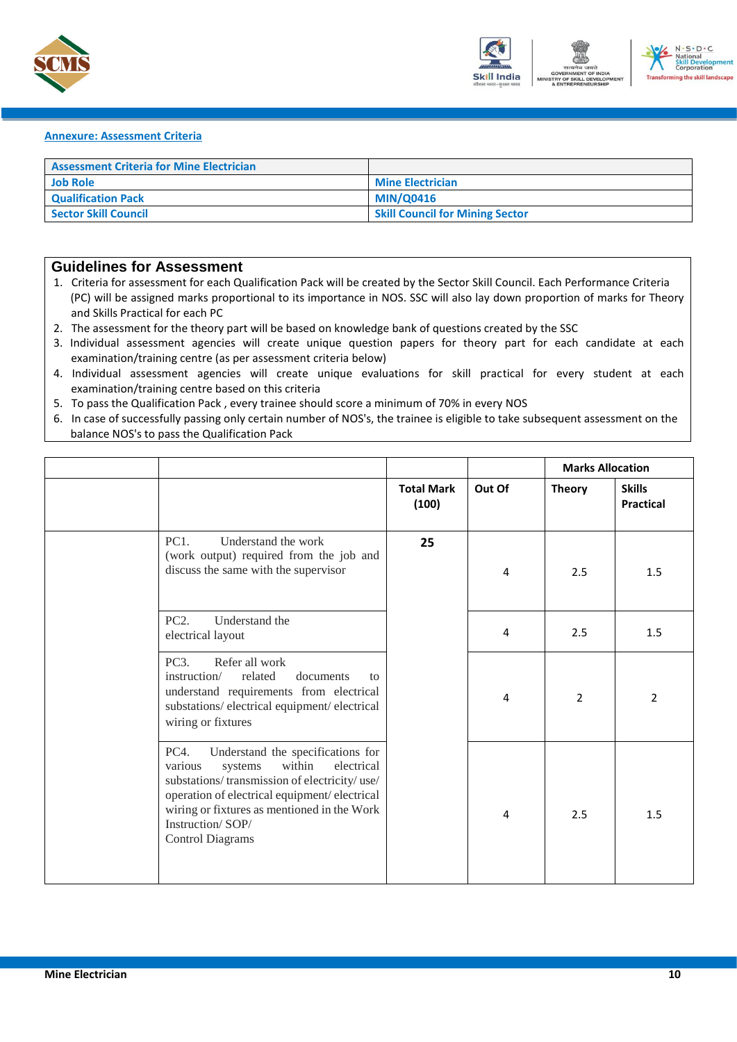**Annexure: Assessment Criteria**

| Assessment Criteria for Mine Electrician | |
|---|---|
| Job Role | Mine Electrician |
| Qualification Pack | MIN/Q0416 |
| Sector Skill Council | Skill Council for Mining Sector |

## Guidelines for Assessment

1. Criteria for assessment for each Qualification Pack will be created by the Sector Skill Council. Each Performance Criteria (PC) will be assigned marks proportional to its importance in NOS. SSC will also lay down proportion of marks for Theory and Skills Practical for each PC
2. The assessment for the theory part will be based on knowledge bank of questions created by the SSC
3. Individual assessment agencies will create unique question papers for theory part for each candidate at each examination/training centre (as per assessment criteria below)
4. Individual assessment agencies will create unique evaluations for skill practical for every student at each examination/training centre based on this criteria
5. To pass the Qualification Pack , every trainee should score a minimum of 70% in every NOS
6. In case of successfully passing only certain number of NOS's, the trainee is eligible to take subsequent assessment on the balance NOS's to pass the Qualification Pack

| | | | | Marks Allocation | |
|---|---|---|---|---|---|
| | | Total Mark (100) | Out Of | Theory | Skills Practical |
| | PC1. Understand the work (work output) required from the job and discuss the same with the supervisor | 25 | 4 | 2.5 | 1.5 |
| | PC2. Understand the electrical layout | | 4 | 2.5 | 1.5 |
| | PC3. Refer all work instruction/ related documents to understand requirements from electrical substations/ electrical equipment/ electrical wiring or fixtures | | 4 | 2 | 2 |
| | PC4. Understand the specifications for various systems within electrical substations/ transmission of electricity/ use/ operation of electrical equipment/ electrical wiring or fixtures as mentioned in the Work Instruction/ SOP/ Control Diagrams | | 4 | 2.5 | 1.5 |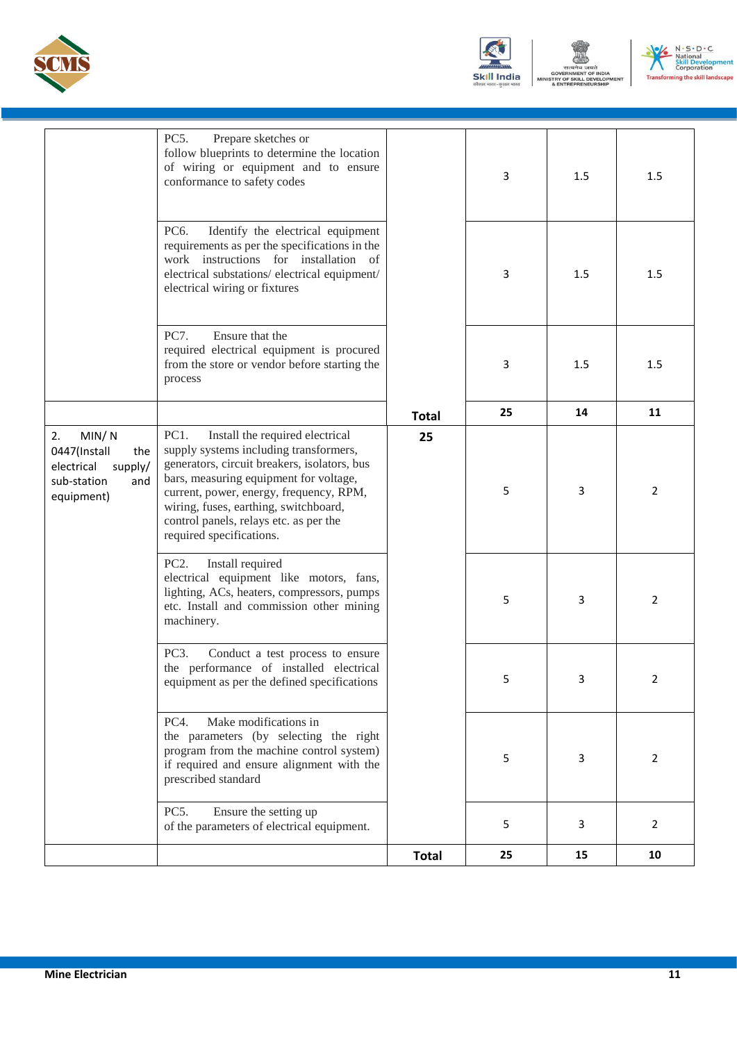| | | | | | |
|---|---|---|---|---|---|
| | PC5. Prepare sketches or follow blueprints to determine the location of wiring or equipment and to ensure conformance to safety codes | | 3 | 1.5 | 1.5 |
| | PC6. Identify the electrical equipment requirements as per the specifications in the work instructions for installation of electrical substations/ electrical equipment/ electrical wiring or fixtures | | 3 | 1.5 | 1.5 |
| | PC7. Ensure that the required electrical equipment is procured from the store or vendor before starting the process | | 3 | 1.5 | 1.5 |
| | | **Total** | **25** | **14** | **11** |
| 2. MIN/ N 0447(Install the electrical supply/ sub-station and equipment) | PC1. Install the required electrical supply systems including transformers, generators, circuit breakers, isolators, bus bars, measuring equipment for voltage, current, power, energy, frequency, RPM, wiring, fuses, earthing, switchboard, control panels, relays etc. as per the required specifications. | **25** | 5 | 3 | 2 |
| | PC2. Install required electrical equipment like motors, fans, lighting, ACs, heaters, compressors, pumps etc. Install and commission other mining machinery. | | 5 | 3 | 2 |
| | PC3. Conduct a test process to ensure the performance of installed electrical equipment as per the defined specifications | | 5 | 3 | 2 |
| | PC4. Make modifications in the parameters (by selecting the right program from the machine control system) if required and ensure alignment with the prescribed standard | | 5 | 3 | 2 |
| | PC5. Ensure the setting up of the parameters of electrical equipment. | | 5 | 3 | 2 |
| | | **Total** | **25** | **15** | **10** |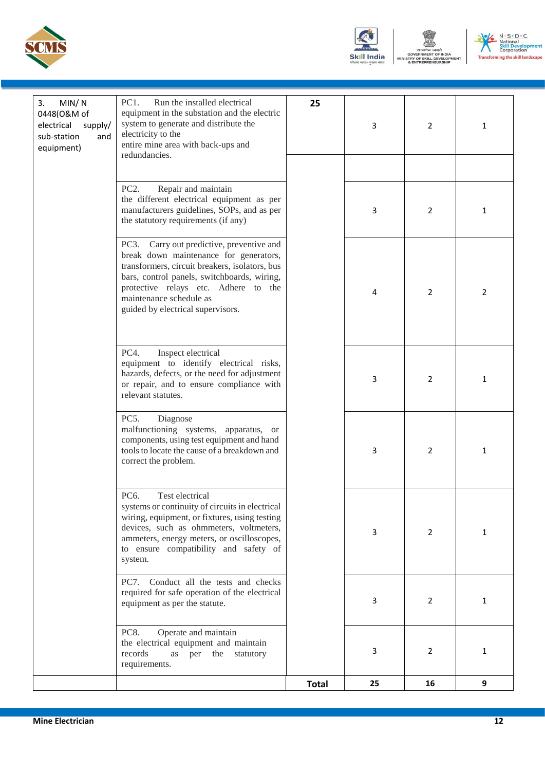| 3. MIN/ N 0448(O&M of electrical supply/ sub-station and equipment) | PC1. Run the installed electrical equipment in the substation and the electric system to generate and distribute the electricity to the entire mine area with back-ups and redundancies. | 25 | 3 | 2 | 1 |
|---|---|---|---|---|---|
| | PC2. Repair and maintain the different electrical equipment as per manufacturers guidelines, SOPs, and as per the statutory requirements (if any) | | 3 | 2 | 1 |
| | PC3. Carry out predictive, preventive and break down maintenance for generators, transformers, circuit breakers, isolators, bus bars, control panels, switchboards, wiring, protective relays etc. Adhere to the maintenance schedule as guided by electrical supervisors. | | 4 | 2 | 2 |
| | PC4. Inspect electrical equipment to identify electrical risks, hazards, defects, or the need for adjustment or repair, and to ensure compliance with relevant statutes. | | 3 | 2 | 1 |
| | PC5. Diagnose malfunctioning systems, apparatus, or components, using test equipment and hand tools to locate the cause of a breakdown and correct the problem. | | 3 | 2 | 1 |
| | PC6. Test electrical systems or continuity of circuits in electrical wiring, equipment, or fixtures, using testing devices, such as ohmmeters, voltmeters, ammeters, energy meters, or oscilloscopes, to ensure compatibility and safety of system. | | 3 | 2 | 1 |
| | PC7. Conduct all the tests and checks required for safe operation of the electrical equipment as per the statute. | | 3 | 2 | 1 |
| | PC8. Operate and maintain the electrical equipment and maintain records as per the statutory requirements. | | 3 | 2 | 1 |
| | | **Total** | **25** | **16** | **9** |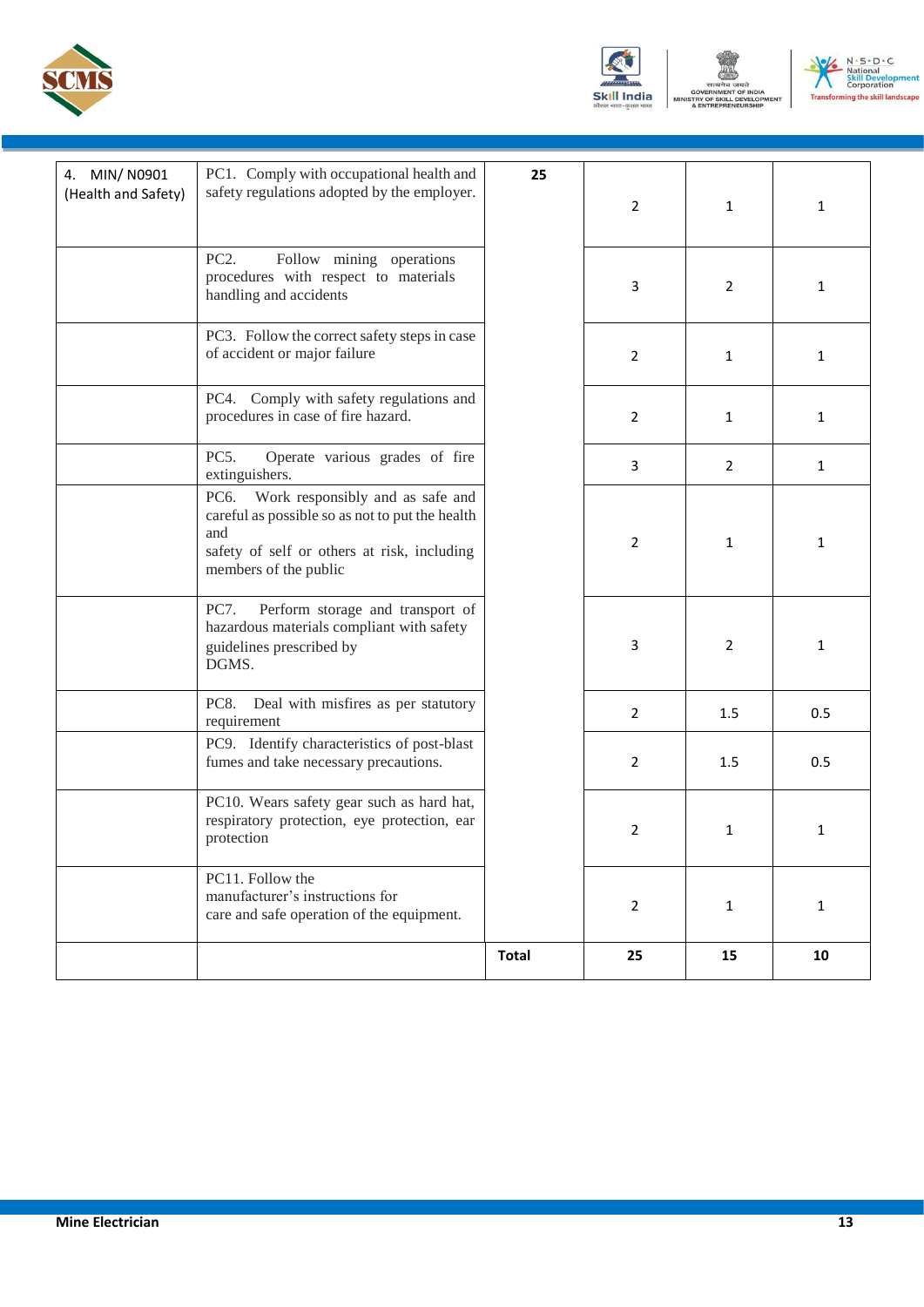| | | | | | |
|---|---|---|---|---|---|
| 4. MIN/ N0901 (Health and Safety) | PC1. Comply with occupational health and safety regulations adopted by the employer. | 25 | 2 | 1 | 1 |
| | PC2. Follow mining operations procedures with respect to materials handling and accidents | | 3 | 2 | 1 |
| | PC3. Follow the correct safety steps in case of accident or major failure | | 2 | 1 | 1 |
| | PC4. Comply with safety regulations and procedures in case of fire hazard. | | 2 | 1 | 1 |
| | PC5. Operate various grades of fire extinguishers. | | 3 | 2 | 1 |
| | PC6. Work responsibly and as safe and careful as possible so as not to put the health and safety of self or others at risk, including members of the public | | 2 | 1 | 1 |
| | PC7. Perform storage and transport of hazardous materials compliant with safety guidelines prescribed by DGMS. | | 3 | 2 | 1 |
| | PC8. Deal with misfires as per statutory requirement | | 2 | 1.5 | 0.5 |
| | PC9. Identify characteristics of post-blast fumes and take necessary precautions. | | 2 | 1.5 | 0.5 |
| | PC10. Wears safety gear such as hard hat, respiratory protection, eye protection, ear protection | | 2 | 1 | 1 |
| | PC11. Follow the manufacturer's instructions for care and safe operation of the equipment. | | 2 | 1 | 1 |
| | | **Total** | **25** | **15** | **10** |